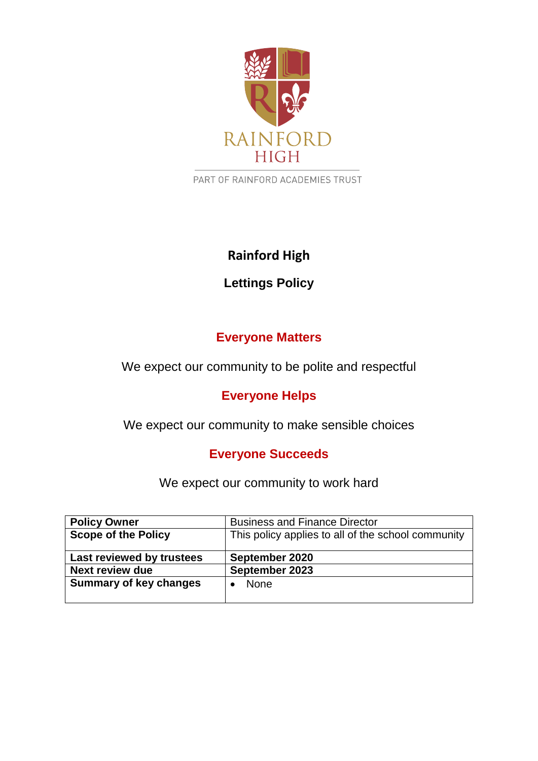RAINFORD HIGH

PART OF RAINFORD ACADEMIES TRUST

# Rainford High

## Lettings Policy

### Everyone Matters

We expect our community to be polite and respectful

### Everyone Helps

We expect our community to make sensible choices

### Everyone Succeeds

We expect our community to work hard

| | |
|---|---|
| **Policy Owner** | Business and Finance Director |
| **Scope of the Policy** | This policy applies to all of the school community |
| **Last reviewed by trustees** | **September 2020** |
| **Next review due** | **September 2023** |
| **Summary of key changes** | • None |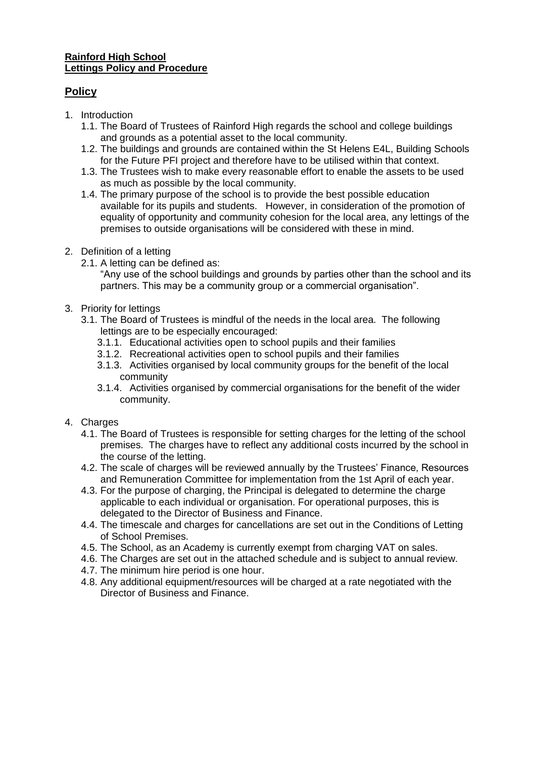**Rainford High School**
**Lettings Policy and Procedure**

## Policy

1. Introduction
   1.1. The Board of Trustees of Rainford High regards the school and college buildings and grounds as a potential asset to the local community.
   1.2. The buildings and grounds are contained within the St Helens E4L, Building Schools for the Future PFI project and therefore have to be utilised within that context.
   1.3. The Trustees wish to make every reasonable effort to enable the assets to be used as much as possible by the local community.
   1.4. The primary purpose of the school is to provide the best possible education available for its pupils and students. However, in consideration of the promotion of equality of opportunity and community cohesion for the local area, any lettings of the premises to outside organisations will be considered with these in mind.

2. Definition of a letting
   2.1. A letting can be defined as:
   "Any use of the school buildings and grounds by parties other than the school and its partners. This may be a community group or a commercial organisation".

3. Priority for lettings
   3.1. The Board of Trustees is mindful of the needs in the local area. The following lettings are to be especially encouraged:
      3.1.1. Educational activities open to school pupils and their families
      3.1.2. Recreational activities open to school pupils and their families
      3.1.3. Activities organised by local community groups for the benefit of the local community
      3.1.4. Activities organised by commercial organisations for the benefit of the wider community.

4. Charges
   4.1. The Board of Trustees is responsible for setting charges for the letting of the school premises. The charges have to reflect any additional costs incurred by the school in the course of the letting.
   4.2. The scale of charges will be reviewed annually by the Trustees' Finance, Resources and Remuneration Committee for implementation from the 1st April of each year.
   4.3. For the purpose of charging, the Principal is delegated to determine the charge applicable to each individual or organisation. For operational purposes, this is delegated to the Director of Business and Finance.
   4.4. The timescale and charges for cancellations are set out in the Conditions of Letting of School Premises.
   4.5. The School, as an Academy is currently exempt from charging VAT on sales.
   4.6. The Charges are set out in the attached schedule and is subject to annual review.
   4.7. The minimum hire period is one hour.
   4.8. Any additional equipment/resources will be charged at a rate negotiated with the Director of Business and Finance.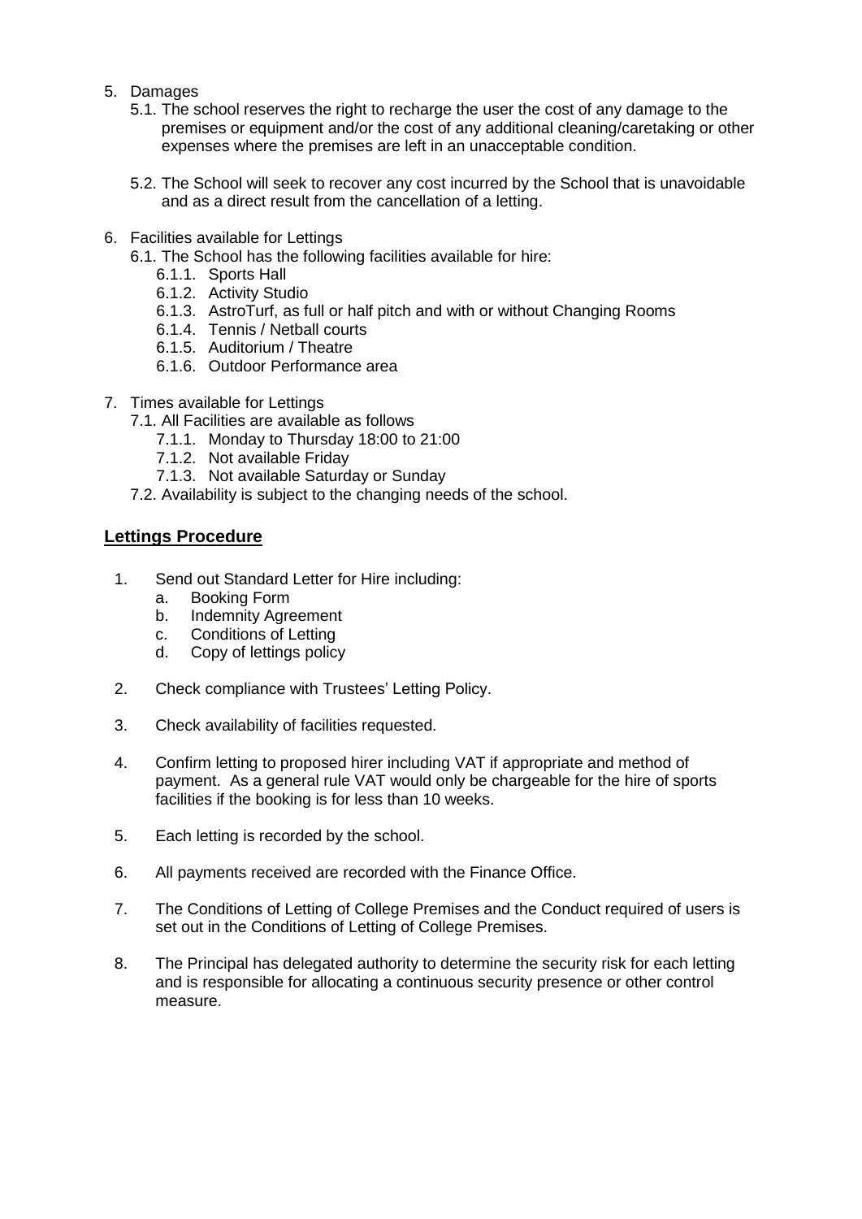5. Damages
   5.1. The school reserves the right to recharge the user the cost of any damage to the premises or equipment and/or the cost of any additional cleaning/caretaking or other expenses where the premises are left in an unacceptable condition.

   5.2. The School will seek to recover any cost incurred by the School that is unavoidable and as a direct result from the cancellation of a letting.

6. Facilities available for Lettings
   6.1. The School has the following facilities available for hire:
      6.1.1. Sports Hall
      6.1.2. Activity Studio
      6.1.3. AstroTurf, as full or half pitch and with or without Changing Rooms
      6.1.4. Tennis / Netball courts
      6.1.5. Auditorium / Theatre
      6.1.6. Outdoor Performance area

7. Times available for Lettings
   7.1. All Facilities are available as follows
      7.1.1. Monday to Thursday 18:00 to 21:00
      7.1.2. Not available Friday
      7.1.3. Not available Saturday or Sunday
   7.2. Availability is subject to the changing needs of the school.

## **Lettings Procedure**

1. Send out Standard Letter for Hire including:
   a. Booking Form
   b. Indemnity Agreement
   c. Conditions of Letting
   d. Copy of lettings policy

2. Check compliance with Trustees' Letting Policy.

3. Check availability of facilities requested.

4. Confirm letting to proposed hirer including VAT if appropriate and method of payment. As a general rule VAT would only be chargeable for the hire of sports facilities if the booking is for less than 10 weeks.

5. Each letting is recorded by the school.

6. All payments received are recorded with the Finance Office.

7. The Conditions of Letting of College Premises and the Conduct required of users is set out in the Conditions of Letting of College Premises.

8. The Principal has delegated authority to determine the security risk for each letting and is responsible for allocating a continuous security presence or other control measure.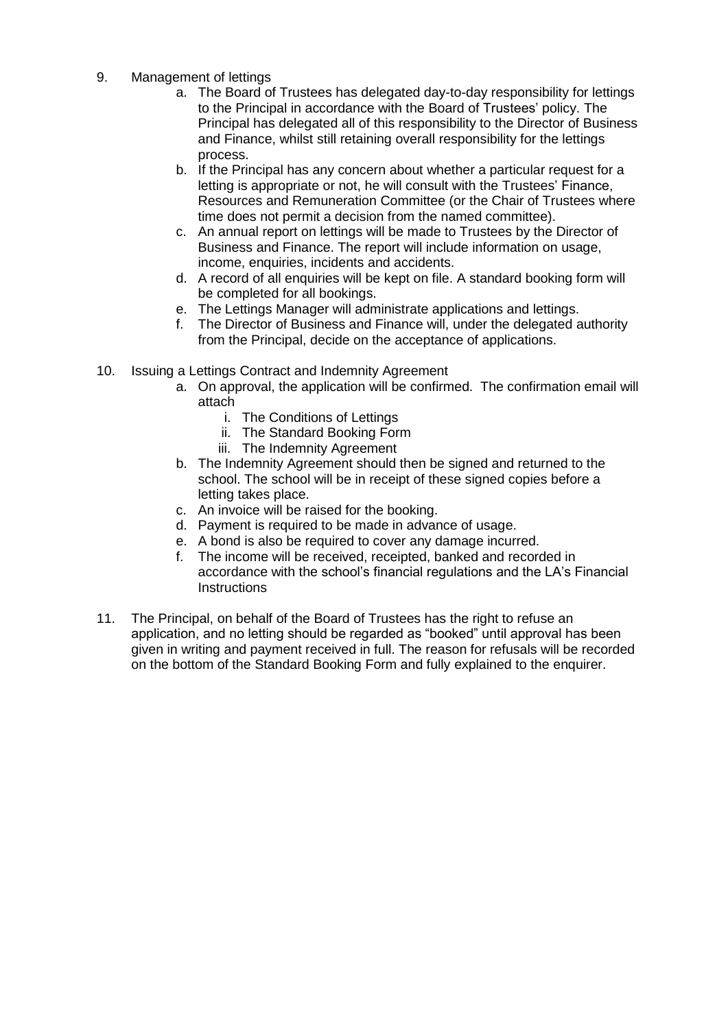9. Management of lettings
    a. The Board of Trustees has delegated day-to-day responsibility for lettings to the Principal in accordance with the Board of Trustees' policy. The Principal has delegated all of this responsibility to the Director of Business and Finance, whilst still retaining overall responsibility for the lettings process.
    b. If the Principal has any concern about whether a particular request for a letting is appropriate or not, he will consult with the Trustees' Finance, Resources and Remuneration Committee (or the Chair of Trustees where time does not permit a decision from the named committee).
    c. An annual report on lettings will be made to Trustees by the Director of Business and Finance. The report will include information on usage, income, enquiries, incidents and accidents.
    d. A record of all enquiries will be kept on file. A standard booking form will be completed for all bookings.
    e. The Lettings Manager will administrate applications and lettings.
    f. The Director of Business and Finance will, under the delegated authority from the Principal, decide on the acceptance of applications.

10. Issuing a Lettings Contract and Indemnity Agreement
    a. On approval, the application will be confirmed. The confirmation email will attach
        i. The Conditions of Lettings
        ii. The Standard Booking Form
        iii. The Indemnity Agreement
    b. The Indemnity Agreement should then be signed and returned to the school. The school will be in receipt of these signed copies before a letting takes place.
    c. An invoice will be raised for the booking.
    d. Payment is required to be made in advance of usage.
    e. A bond is also be required to cover any damage incurred.
    f. The income will be received, receipted, banked and recorded in accordance with the school's financial regulations and the LA's Financial Instructions

11. The Principal, on behalf of the Board of Trustees has the right to refuse an application, and no letting should be regarded as "booked" until approval has been given in writing and payment received in full. The reason for refusals will be recorded on the bottom of the Standard Booking Form and fully explained to the enquirer.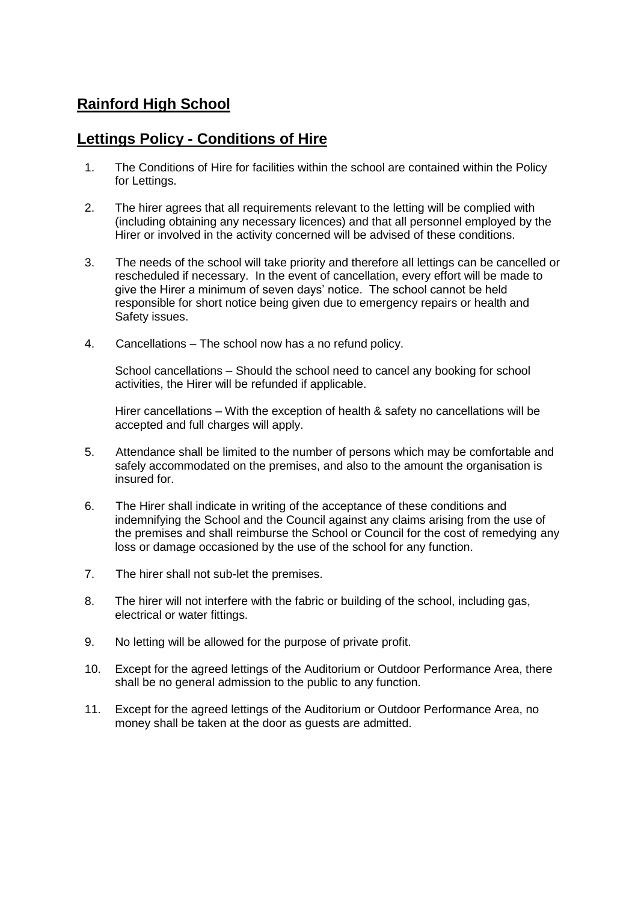## Rainford High School

## Lettings Policy - Conditions of Hire

1. The Conditions of Hire for facilities within the school are contained within the Policy for Lettings.

2. The hirer agrees that all requirements relevant to the letting will be complied with (including obtaining any necessary licences) and that all personnel employed by the Hirer or involved in the activity concerned will be advised of these conditions.

3. The needs of the school will take priority and therefore all lettings can be cancelled or rescheduled if necessary. In the event of cancellation, every effort will be made to give the Hirer a minimum of seven days' notice. The school cannot be held responsible for short notice being given due to emergency repairs or health and Safety issues.

4. Cancellations – The school now has a no refund policy.

   School cancellations – Should the school need to cancel any booking for school activities, the Hirer will be refunded if applicable.

   Hirer cancellations – With the exception of health & safety no cancellations will be accepted and full charges will apply.

5. Attendance shall be limited to the number of persons which may be comfortable and safely accommodated on the premises, and also to the amount the organisation is insured for.

6. The Hirer shall indicate in writing of the acceptance of these conditions and indemnifying the School and the Council against any claims arising from the use of the premises and shall reimburse the School or Council for the cost of remedying any loss or damage occasioned by the use of the school for any function.

7. The hirer shall not sub-let the premises.

8. The hirer will not interfere with the fabric or building of the school, including gas, electrical or water fittings.

9. No letting will be allowed for the purpose of private profit.

10. Except for the agreed lettings of the Auditorium or Outdoor Performance Area, there shall be no general admission to the public to any function.

11. Except for the agreed lettings of the Auditorium or Outdoor Performance Area, no money shall be taken at the door as guests are admitted.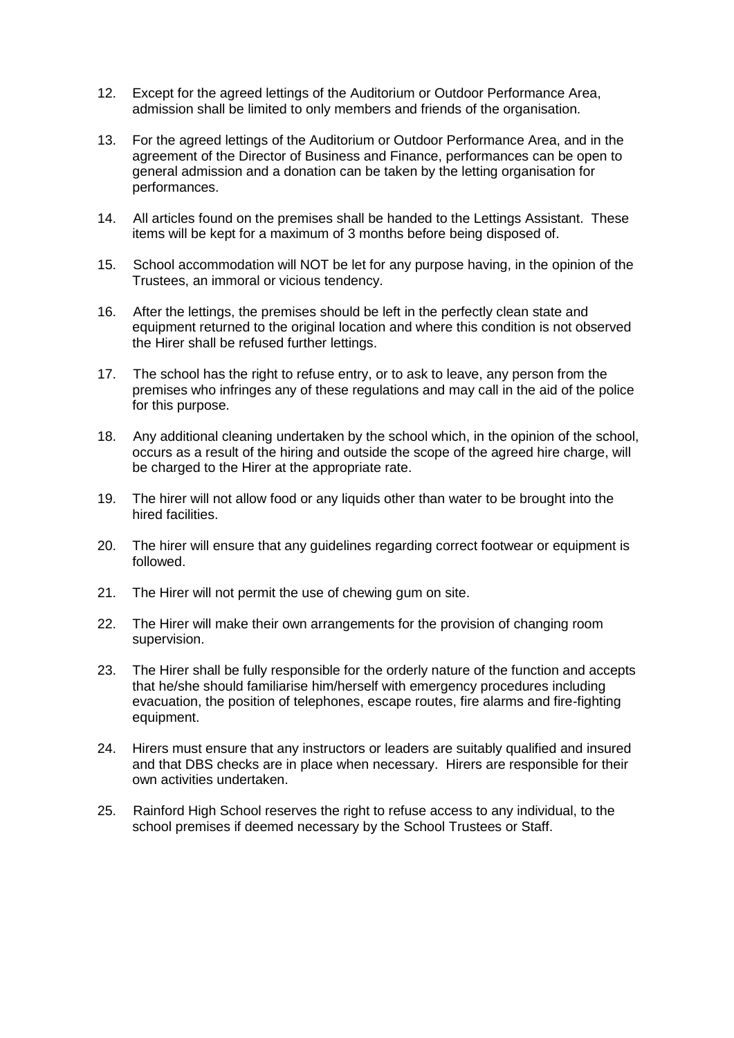12. Except for the agreed lettings of the Auditorium or Outdoor Performance Area, admission shall be limited to only members and friends of the organisation.

13. For the agreed lettings of the Auditorium or Outdoor Performance Area, and in the agreement of the Director of Business and Finance, performances can be open to general admission and a donation can be taken by the letting organisation for performances.

14. All articles found on the premises shall be handed to the Lettings Assistant. These items will be kept for a maximum of 3 months before being disposed of.

15. School accommodation will NOT be let for any purpose having, in the opinion of the Trustees, an immoral or vicious tendency.

16. After the lettings, the premises should be left in the perfectly clean state and equipment returned to the original location and where this condition is not observed the Hirer shall be refused further lettings.

17. The school has the right to refuse entry, or to ask to leave, any person from the premises who infringes any of these regulations and may call in the aid of the police for this purpose.

18. Any additional cleaning undertaken by the school which, in the opinion of the school, occurs as a result of the hiring and outside the scope of the agreed hire charge, will be charged to the Hirer at the appropriate rate.

19. The hirer will not allow food or any liquids other than water to be brought into the hired facilities.

20. The hirer will ensure that any guidelines regarding correct footwear or equipment is followed.

21. The Hirer will not permit the use of chewing gum on site.

22. The Hirer will make their own arrangements for the provision of changing room supervision.

23. The Hirer shall be fully responsible for the orderly nature of the function and accepts that he/she should familiarise him/herself with emergency procedures including evacuation, the position of telephones, escape routes, fire alarms and fire-fighting equipment.

24. Hirers must ensure that any instructors or leaders are suitably qualified and insured and that DBS checks are in place when necessary. Hirers are responsible for their own activities undertaken.

25. Rainford High School reserves the right to refuse access to any individual, to the school premises if deemed necessary by the School Trustees or Staff.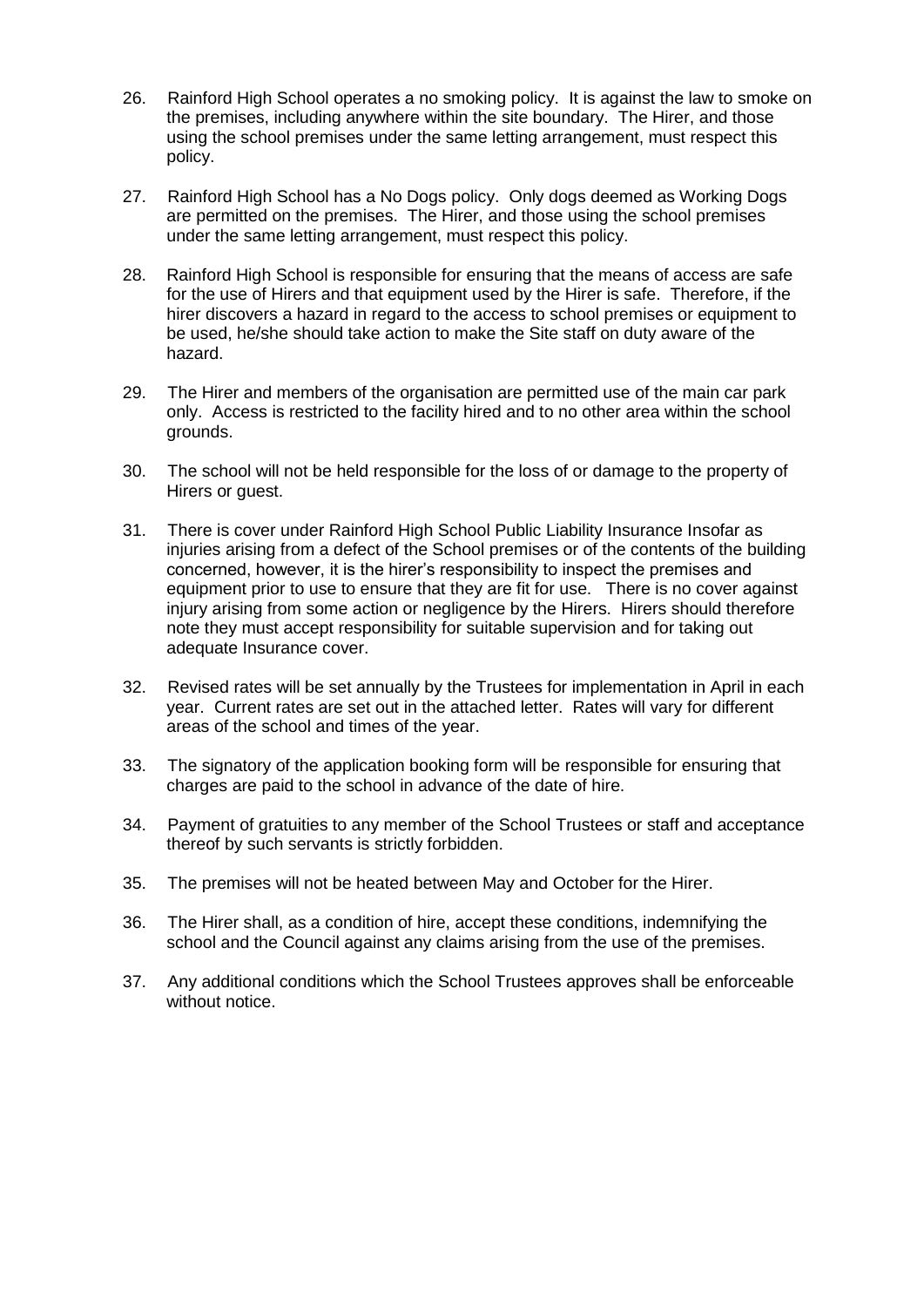26. Rainford High School operates a no smoking policy. It is against the law to smoke on the premises, including anywhere within the site boundary. The Hirer, and those using the school premises under the same letting arrangement, must respect this policy.

27. Rainford High School has a No Dogs policy. Only dogs deemed as Working Dogs are permitted on the premises. The Hirer, and those using the school premises under the same letting arrangement, must respect this policy.

28. Rainford High School is responsible for ensuring that the means of access are safe for the use of Hirers and that equipment used by the Hirer is safe. Therefore, if the hirer discovers a hazard in regard to the access to school premises or equipment to be used, he/she should take action to make the Site staff on duty aware of the hazard.

29. The Hirer and members of the organisation are permitted use of the main car park only. Access is restricted to the facility hired and to no other area within the school grounds.

30. The school will not be held responsible for the loss of or damage to the property of Hirers or guest.

31. There is cover under Rainford High School Public Liability Insurance Insofar as injuries arising from a defect of the School premises or of the contents of the building concerned, however, it is the hirer's responsibility to inspect the premises and equipment prior to use to ensure that they are fit for use. There is no cover against injury arising from some action or negligence by the Hirers. Hirers should therefore note they must accept responsibility for suitable supervision and for taking out adequate Insurance cover.

32. Revised rates will be set annually by the Trustees for implementation in April in each year. Current rates are set out in the attached letter. Rates will vary for different areas of the school and times of the year.

33. The signatory of the application booking form will be responsible for ensuring that charges are paid to the school in advance of the date of hire.

34. Payment of gratuities to any member of the School Trustees or staff and acceptance thereof by such servants is strictly forbidden.

35. The premises will not be heated between May and October for the Hirer.

36. The Hirer shall, as a condition of hire, accept these conditions, indemnifying the school and the Council against any claims arising from the use of the premises.

37. Any additional conditions which the School Trustees approves shall be enforceable without notice.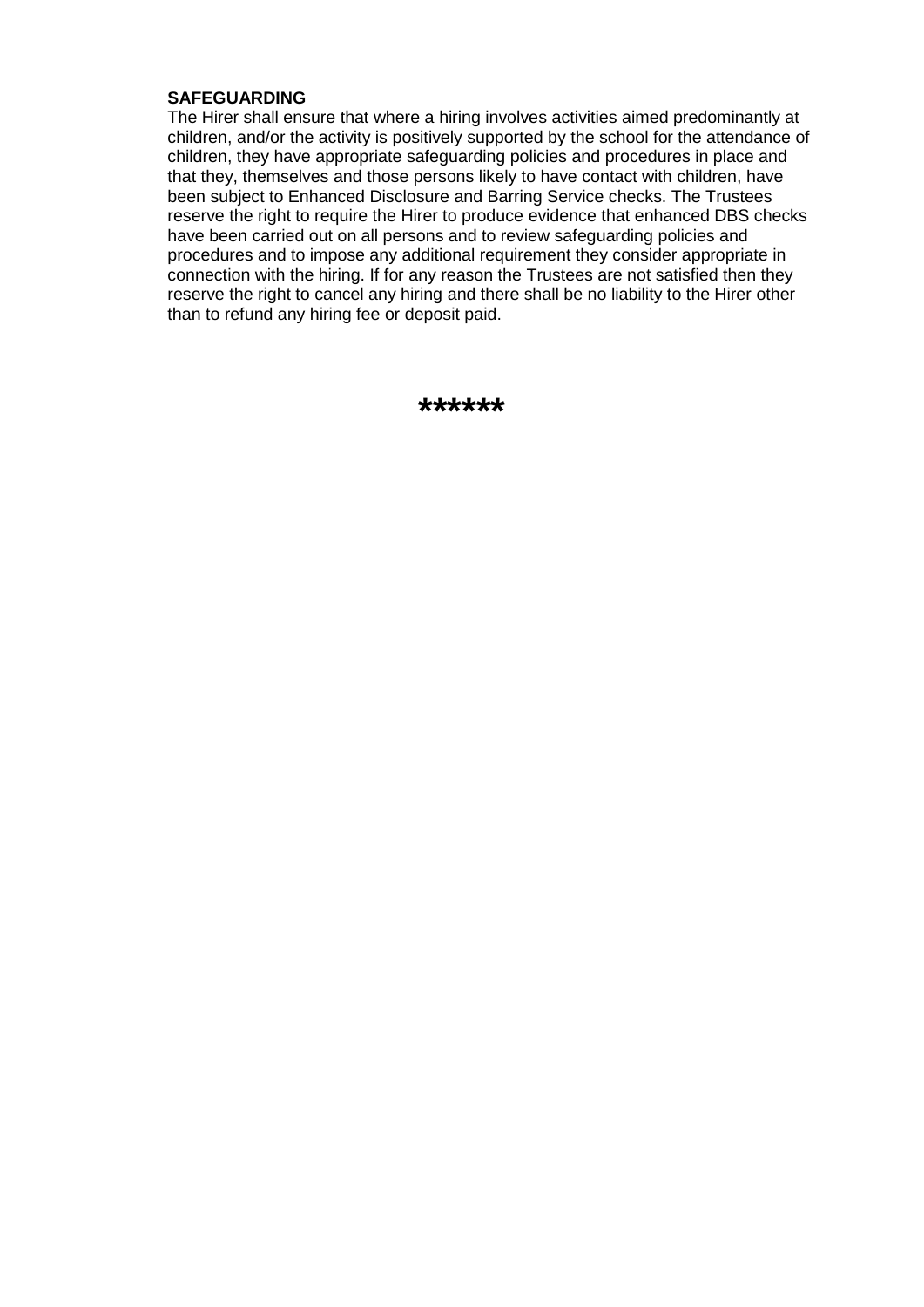**SAFEGUARDING**

The Hirer shall ensure that where a hiring involves activities aimed predominantly at children, and/or the activity is positively supported by the school for the attendance of children, they have appropriate safeguarding policies and procedures in place and that they, themselves and those persons likely to have contact with children, have been subject to Enhanced Disclosure and Barring Service checks. The Trustees reserve the right to require the Hirer to produce evidence that enhanced DBS checks have been carried out on all persons and to review safeguarding policies and procedures and to impose any additional requirement they consider appropriate in connection with the hiring. If for any reason the Trustees are not satisfied then they reserve the right to cancel any hiring and there shall be no liability to the Hirer other than to refund any hiring fee or deposit paid.

******